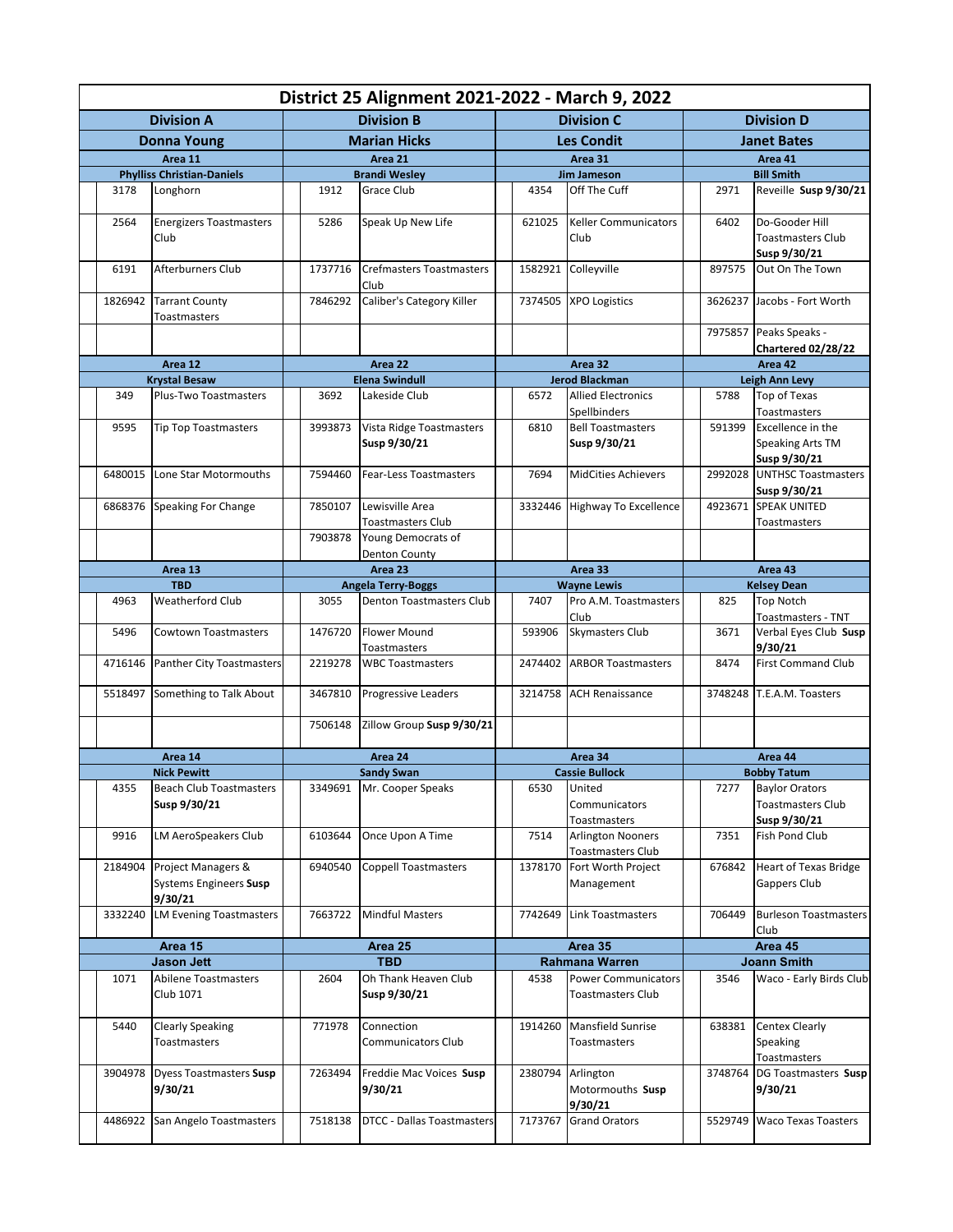# District 25 Alignment 2021-2022 - March 9, 2022

| Division A | | Division B | | Division C | | Division D | |
|---|---|---|---|---|---|---|---|
| **Donna Young** | | **Marian Hicks** | | **Les Condit** | | **Janet Bates** | |
| **Area 11** | | **Area 21** | | **Area 31** | | **Area 41** | |
| **Phylliss Christian-Daniels** | | **Brandi Wesley** | | **Jim Jameson** | | **Bill Smith** | |
| 3178 | Longhorn | 1912 | Grace Club | 4354 | Off The Cuff | 2971 | Reveille **Susp 9/30/21** |
| 2564 | Energizers Toastmasters Club | 5286 | Speak Up New Life | 621025 | Keller Communicators Club | 6402 | Do-Gooder Hill Toastmasters Club **Susp 9/30/21** |
| 6191 | Afterburners Club | 1737716 | Crefmasters Toastmasters Club | 1582921 | Colleyville | 897575 | Out On The Town |
| 1826942 | Tarrant County Toastmasters | 7846292 | Caliber's Category Killer | 7374505 | XPO Logistics | 3626237 | Jacobs - Fort Worth |
| | | | | | | 7975857 | Peaks Speaks - **Chartered 02/28/22** |
| **Area 12** | | **Area 22** | | **Area 32** | | **Area 42** | |
| **Krystal Besaw** | | **Elena Swindull** | | **Jerod Blackman** | | **Leigh Ann Levy** | |
| 349 | Plus-Two Toastmasters | 3692 | Lakeside Club | 6572 | Allied Electronics Spellbinders | 5788 | Top of Texas Toastmasters |
| 9595 | Tip Top Toastmasters | 3993873 | Vista Ridge Toastmasters **Susp 9/30/21** | 6810 | Bell Toastmasters **Susp 9/30/21** | 591399 | Excellence in the Speaking Arts TM **Susp 9/30/21** |
| 6480015 | Lone Star Motormouths | 7594460 | Fear-Less Toastmasters | 7694 | MidCities Achievers | 2992028 | UNTHSC Toastmasters **Susp 9/30/21** |
| 6868376 | Speaking For Change | 7850107 | Lewisville Area Toastmasters Club | 3332446 | Highway To Excellence | 4923671 | SPEAK UNITED Toastmasters |
| | | 7903878 | Young Democrats of Denton County | | | | |
| **Area 13** | | **Area 23** | | **Area 33** | | **Area 43** | |
| **TBD** | | **Angela Terry-Boggs** | | **Wayne Lewis** | | **Kelsey Dean** | |
| 4963 | Weatherford Club | 3055 | Denton Toastmasters Club | 7407 | Pro A.M. Toastmasters Club | 825 | Top Notch Toastmasters - TNT |
| 5496 | Cowtown Toastmasters | 1476720 | Flower Mound Toastmasters | 593906 | Skymasters Club | 3671 | Verbal Eyes Club **Susp 9/30/21** |
| 4716146 | Panther City Toastmasters | 2219278 | WBC Toastmasters | 2474402 | ARBOR Toastmasters | 8474 | First Command Club |
| 5518497 | Something to Talk About | 3467810 | Progressive Leaders | 3214758 | ACH Renaissance | 3748248 | T.E.A.M. Toasters |
| | | 7506148 | Zillow Group **Susp 9/30/21** | | | | |
| **Area 14** | | **Area 24** | | **Area 34** | | **Area 44** | |
| **Nick Pewitt** | | **Sandy Swan** | | **Cassie Bullock** | | **Bobby Tatum** | |
| 4355 | Beach Club Toastmasters **Susp 9/30/21** | 3349691 | Mr. Cooper Speaks | 6530 | United Communicators Toastmasters | 7277 | Baylor Orators Toastmasters Club **Susp 9/30/21** |
| 9916 | LM AeroSpeakers Club | 6103644 | Once Upon A Time | 7514 | Arlington Nooners Toastmasters Club | 7351 | Fish Pond Club |
| 2184904 | Project Managers & Systems Engineers **Susp 9/30/21** | 6940540 | Coppell Toastmasters | 1378170 | Fort Worth Project Management | 676842 | Heart of Texas Bridge Gappers Club |
| 3332240 | LM Evening Toastmasters | 7663722 | Mindful Masters | 7742649 | Link Toastmasters | 706449 | Burleson Toastmasters Club |
| **Area 15** | | **Area 25** | | **Area 35** | | **Area 45** | |
| **Jason Jett** | | **TBD** | | **Rahmana Warren** | | **Joann Smith** | |
| 1071 | Abilene Toastmasters Club 1071 | 2604 | Oh Thank Heaven Club **Susp 9/30/21** | 4538 | Power Communicators Toastmasters Club | 3546 | Waco - Early Birds Club |
| 5440 | Clearly Speaking Toastmasters | 771978 | Connection Communicators Club | 1914260 | Mansfield Sunrise Toastmasters | 638381 | Centex Clearly Speaking Toastmasters |
| 3904978 | Dyess Toastmasters **Susp 9/30/21** | 7263494 | Freddie Mac Voices **Susp 9/30/21** | 2380794 | Arlington Motormouths **Susp 9/30/21** | 3748764 | DG Toastmasters **Susp 9/30/21** |
| 4486922 | San Angelo Toastmasters | 7518138 | DTCC - Dallas Toastmasters | 7173767 | Grand Orators | 5529749 | Waco Texas Toasters |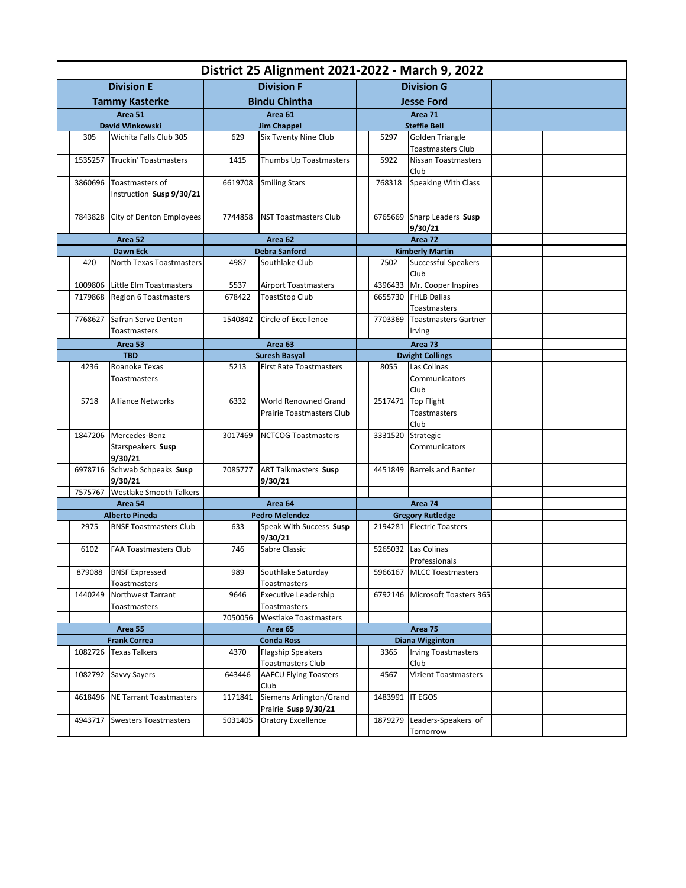# District 25 Alignment 2021-2022 - March 9, 2022

| Division E | | Division F | | Division G | | | |
|---|---|---|---|---|---|---|---|
| **Tammy Kasterke** | | **Bindu Chintha** | | **Jesse Ford** | | | |
| **Area 51** | | **Area 61** | | **Area 71** | | | |
| **David Winkowski** | | **Jim Chappel** | | **Steffie Bell** | | | |
| 305 | Wichita Falls Club 305 | 629 | Six Twenty Nine Club | 5297 | Golden Triangle Toastmasters Club | | |
| 1535257 | Truckin' Toastmasters | 1415 | Thumbs Up Toastmasters | 5922 | Nissan Toastmasters Club | | |
| 3860696 | Toastmasters of Instruction **Susp 9/30/21** | 6619708 | Smiling Stars | 768318 | Speaking With Class | | |
| 7843828 | City of Denton Employees | 7744858 | NST Toastmasters Club | 6765669 | Sharp Leaders **Susp 9/30/21** | | |
| **Area 52** | | **Area 62** | | **Area 72** | | | |
| **Dawn Eck** | | **Debra Sanford** | | **Kimberly Martin** | | | |
| 420 | North Texas Toastmasters | 4987 | Southlake Club | 7502 | Successful Speakers Club | | |
| 1009806 | Little Elm Toastmasters | 5537 | Airport Toastmasters | 4396433 | Mr. Cooper Inspires | | |
| 7179868 | Region 6 Toastmasters | 678422 | ToastStop Club | 6655730 | FHLB Dallas Toastmasters | | |
| 7768627 | Safran Serve Denton Toastmasters | 1540842 | Circle of Excellence | 7703369 | Toastmasters Gartner Irving | | |
| **Area 53** | | **Area 63** | | **Area 73** | | | |
| **TBD** | | **Suresh Basyal** | | **Dwight Collings** | | | |
| 4236 | Roanoke Texas Toastmasters | 5213 | First Rate Toastmasters | 8055 | Las Colinas Communicators Club | | |
| 5718 | Alliance Networks | 6332 | World Renowned Grand Prairie Toastmasters Club | 2517471 | Top Flight Toastmasters Club | | |
| 1847206 | Mercedes-Benz Starspeakers **Susp 9/30/21** | 3017469 | NCTCOG Toastmasters | 3331520 | Strategic Communicators | | |
| 6978716 | Schwab Schpeaks **Susp 9/30/21** | 7085777 | ART Talkmasters **Susp 9/30/21** | 4451849 | Barrels and Banter | | |
| 7575767 | Westlake Smooth Talkers | | | | | | |
| **Area 54** | | **Area 64** | | **Area 74** | | | |
| **Alberto Pineda** | | **Pedro Melendez** | | **Gregory Rutledge** | | | |
| 2975 | BNSF Toastmasters Club | 633 | Speak With Success **Susp 9/30/21** | 2194281 | Electric Toasters | | |
| 6102 | FAA Toastmasters Club | 746 | Sabre Classic | 5265032 | Las Colinas Professionals | | |
| 879088 | BNSF Expressed Toastmasters | 989 | Southlake Saturday Toastmasters | 5966167 | MLCC Toastmasters | | |
| 1440249 | Northwest Tarrant Toastmasters | 9646 | Executive Leadership Toastmasters | 6792146 | Microsoft Toasters 365 | | |
| | | 7050056 | Westlake Toastmasters | | | | |
| **Area 55** | | **Area 65** | | **Area 75** | | | |
| **Frank Correa** | | **Conda Ross** | | **Diana Wigginton** | | | |
| 1082726 | Texas Talkers | 4370 | Flagship Speakers Toastmasters Club | 3365 | Irving Toastmasters Club | | |
| 1082792 | Savvy Sayers | 643446 | AAFCU Flying Toasters Club | 4567 | Vizient Toastmasters | | |
| 4618496 | NE Tarrant Toastmasters | 1171841 | Siemens Arlington/Grand Prairie **Susp 9/30/21** | 1483991 | IT EGOS | | |
| 4943717 | Swesters Toastmasters | 5031405 | Oratory Excellence | 1879279 | Leaders-Speakers of Tomorrow | | |